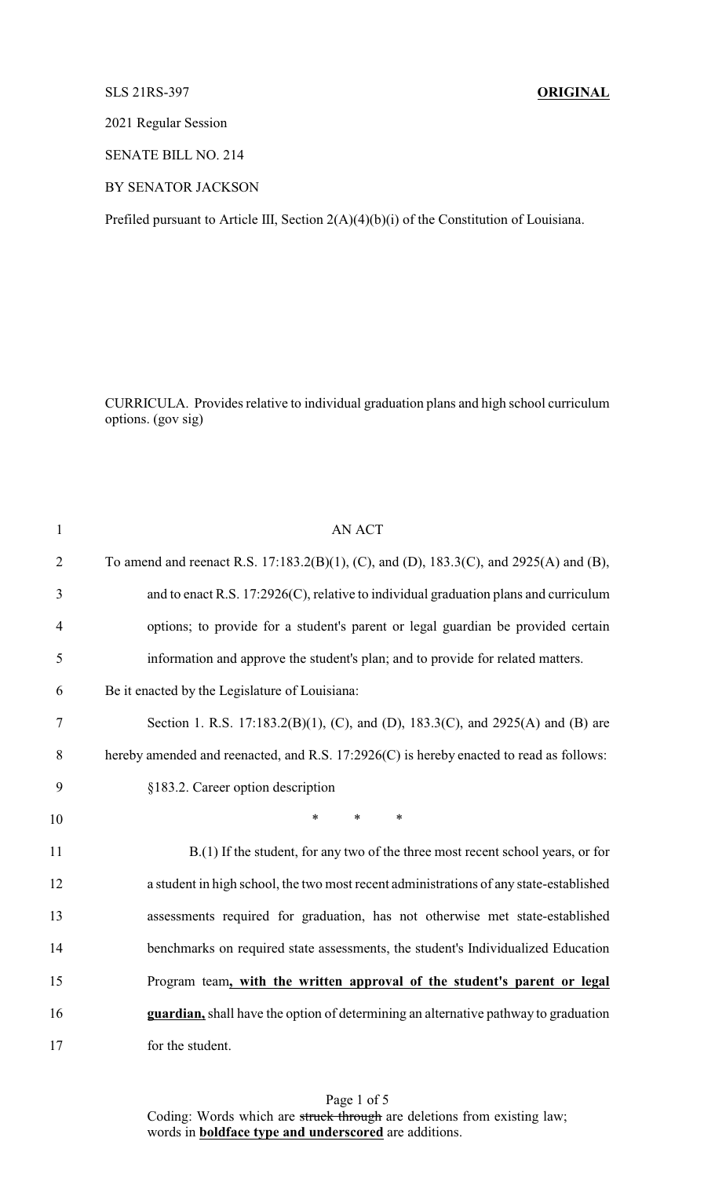SLS 21RS-397 **ORIGINAL**

2021 Regular Session

SENATE BILL NO. 214

BY SENATOR JACKSON

Prefiled pursuant to Article III, Section 2(A)(4)(b)(i) of the Constitution of Louisiana.

CURRICULA. Provides relative to individual graduation plans and high school curriculum options. (gov sig)

1 AN ACT

2 To amend and reenact R.S. 17:183.2(B)(1), (C), and (D), 183.3(C), and 2925(A) and (B),

3 and to enact R.S. 17:2926(C), relative to individual graduation plans and curriculum

4 options; to provide for a student's parent or legal guardian be provided certain

5 information and approve the student's plan; and to provide for related matters.

6 Be it enacted by the Legislature of Louisiana:

7 Section 1. R.S. 17:183.2(B)(1), (C), and (D), 183.3(C), and 2925(A) and (B) are

8 hereby amended and reenacted, and R.S. 17:2926(C) is hereby enacted to read as follows:

9 §183.2. Career option description

10 * * *

11 B.(1) If the student, for any two of the three most recent school years, or for

12 a student in high school, the two most recent administrations of any state-established

13 assessments required for graduation, has not otherwise met state-established

14 benchmarks on required state assessments, the student's Individualized Education

15 Program team**<u>, with the written approval of the student's parent or legal</u>**

16 **<u>guardian,</u>** shall have the option of determining an alternative pathway to graduation

17 for the student.

Coding: Words which are ~~struck through~~ are deletions from existing law; words in **<u>boldface type and underscored</u>** are additions.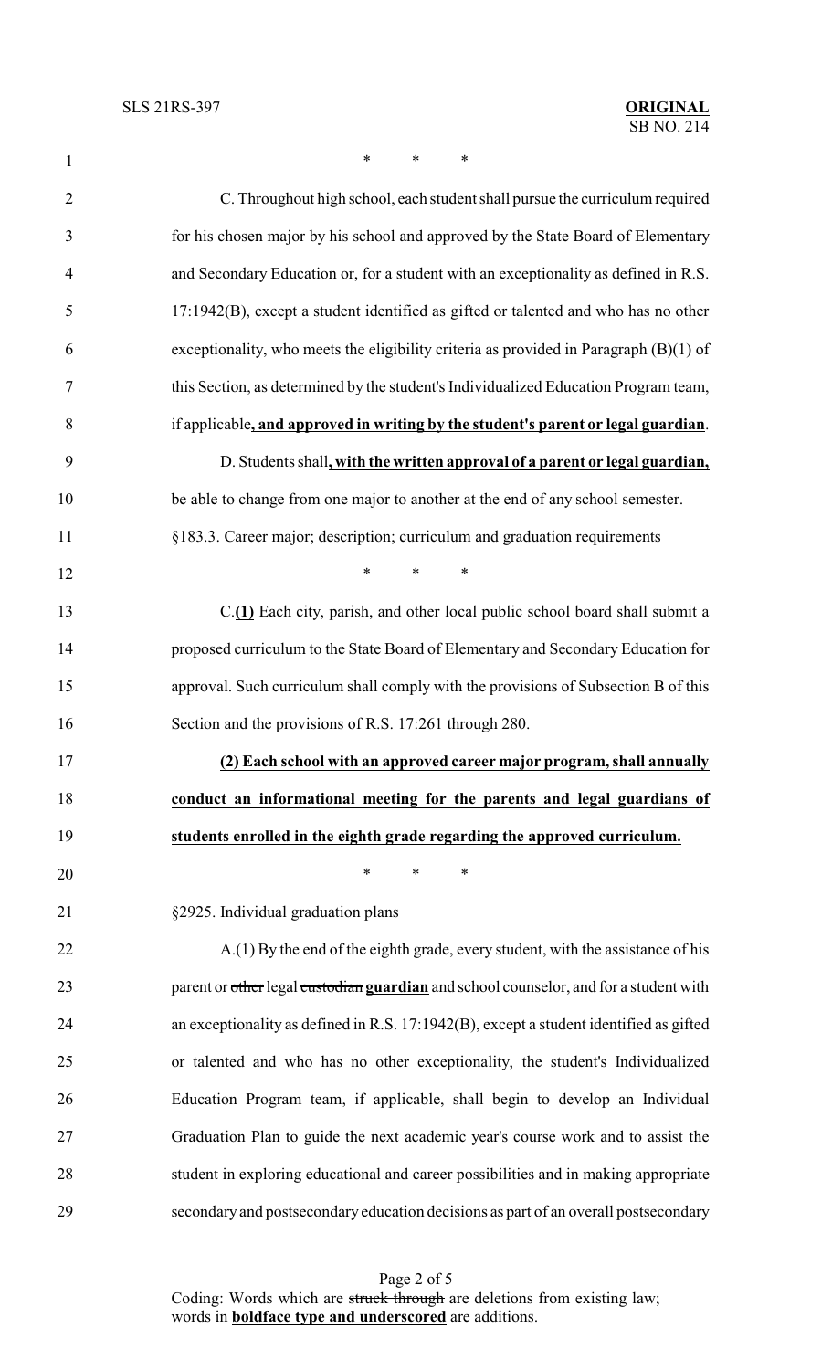\* \* \*

C. Throughout high school, each student shall pursue the curriculum required for his chosen major by his school and approved by the State Board of Elementary and Secondary Education or, for a student with an exceptionality as defined in R.S. 17:1942(B), except a student identified as gifted or talented and who has no other exceptionality, who meets the eligibility criteria as provided in Paragraph (B)(1) of this Section, as determined by the student's Individualized Education Program team, if applicable**, and approved in writing by the student's parent or legal guardian**.

D. Students shall**, with the written approval of a parent or legal guardian,** be able to change from one major to another at the end of any school semester.

§183.3. Career major; description; curriculum and graduation requirements

\* \* \*

C.**(1)** Each city, parish, and other local public school board shall submit a proposed curriculum to the State Board of Elementary and Secondary Education for approval. Such curriculum shall comply with the provisions of Subsection B of this Section and the provisions of R.S. 17:261 through 280.

**(2) Each school with an approved career major program, shall annually conduct an informational meeting for the parents and legal guardians of students enrolled in the eighth grade regarding the approved curriculum.**

\* \* \*

§2925. Individual graduation plans

A.(1) By the end of the eighth grade, every student, with the assistance of his parent or ~~other~~ legal ~~custodian~~ **guardian** and school counselor, and for a student with an exceptionality as defined in R.S. 17:1942(B), except a student identified as gifted or talented and who has no other exceptionality, the student's Individualized Education Program team, if applicable, shall begin to develop an Individual Graduation Plan to guide the next academic year's course work and to assist the student in exploring educational and career possibilities and in making appropriate secondary and postsecondary education decisions as part of an overall postsecondary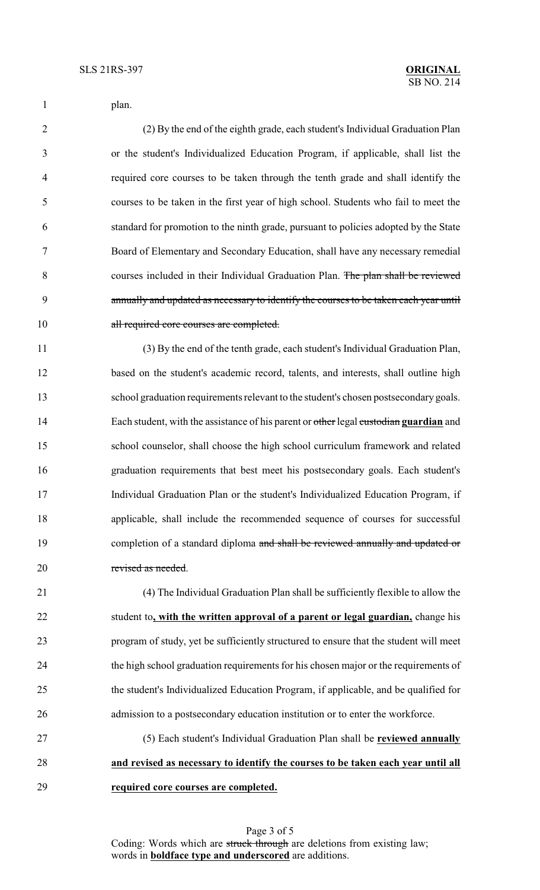plan.

(2) By the end of the eighth grade, each student's Individual Graduation Plan or the student's Individualized Education Program, if applicable, shall list the required core courses to be taken through the tenth grade and shall identify the courses to be taken in the first year of high school. Students who fail to meet the standard for promotion to the ninth grade, pursuant to policies adopted by the State Board of Elementary and Secondary Education, shall have any necessary remedial courses included in their Individual Graduation Plan. ~~The plan shall be reviewed annually and updated as necessary to identify the courses to be taken each year until all required core courses are completed.~~

(3) By the end of the tenth grade, each student's Individual Graduation Plan, based on the student's academic record, talents, and interests, shall outline high school graduation requirements relevant to the student's chosen postsecondary goals. Each student, with the assistance of his parent or ~~other~~ legal ~~custodian~~ **guardian** and school counselor, shall choose the high school curriculum framework and related graduation requirements that best meet his postsecondary goals. Each student's Individual Graduation Plan or the student's Individualized Education Program, if applicable, shall include the recommended sequence of courses for successful completion of a standard diploma ~~and shall be reviewed annually and updated or revised as needed~~.

(4) The Individual Graduation Plan shall be sufficiently flexible to allow the student to**, with the written approval of a parent or legal guardian,** change his program of study, yet be sufficiently structured to ensure that the student will meet the high school graduation requirements for his chosen major or the requirements of the student's Individualized Education Program, if applicable, and be qualified for admission to a postsecondary education institution or to enter the workforce.

(5) Each student's Individual Graduation Plan shall be **reviewed annually and revised as necessary to identify the courses to be taken each year until all required core courses are completed.**

Coding: Words which are ~~struck through~~ are deletions from existing law; words in **boldface type and underscored** are additions.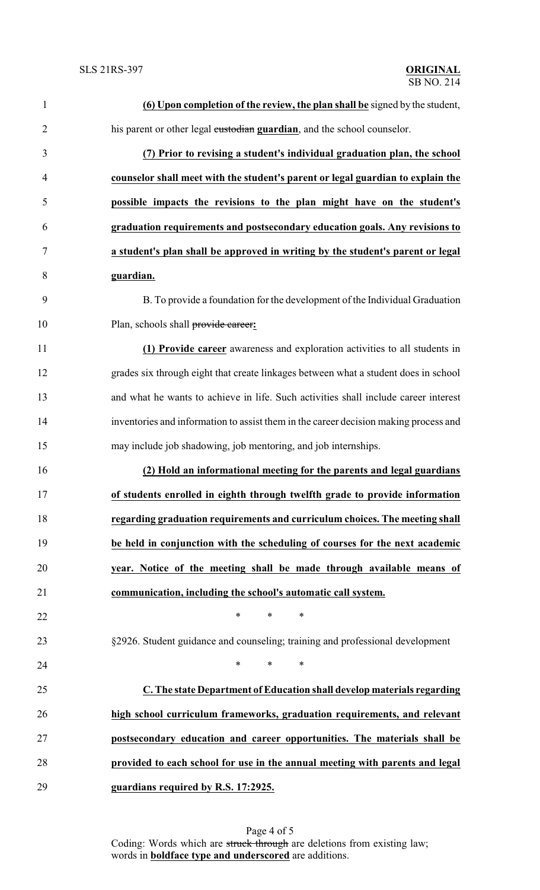**(6) Upon completion of the review, the plan shall be** signed by the student, his parent or other legal ~~custodian~~ **guardian**, and the school counselor.

**(7) Prior to revising a student's individual graduation plan, the school counselor shall meet with the student's parent or legal guardian to explain the possible impacts the revisions to the plan might have on the student's graduation requirements and postsecondary education goals. Any revisions to a student's plan shall be approved in writing by the student's parent or legal guardian.**

B. To provide a foundation for the development of the Individual Graduation Plan, schools shall ~~provide career~~**:**

**(1) Provide career** awareness and exploration activities to all students in grades six through eight that create linkages between what a student does in school and what he wants to achieve in life. Such activities shall include career interest inventories and information to assist them in the career decision making process and may include job shadowing, job mentoring, and job internships.

**(2) Hold an informational meeting for the parents and legal guardians of students enrolled in eighth through twelfth grade to provide information regarding graduation requirements and curriculum choices. The meeting shall be held in conjunction with the scheduling of courses for the next academic year. Notice of the meeting shall be made through available means of communication, including the school's automatic call system.**

\* \* \*

§2926. Student guidance and counseling; training and professional development

\* \* \*

**C. The state Department of Education shall develop materials regarding high school curriculum frameworks, graduation requirements, and relevant postsecondary education and career opportunities. The materials shall be provided to each school for use in the annual meeting with parents and legal guardians required by R.S. 17:2925.**

Coding: Words which are ~~struck through~~ are deletions from existing law; words in **boldface type and underscored** are additions.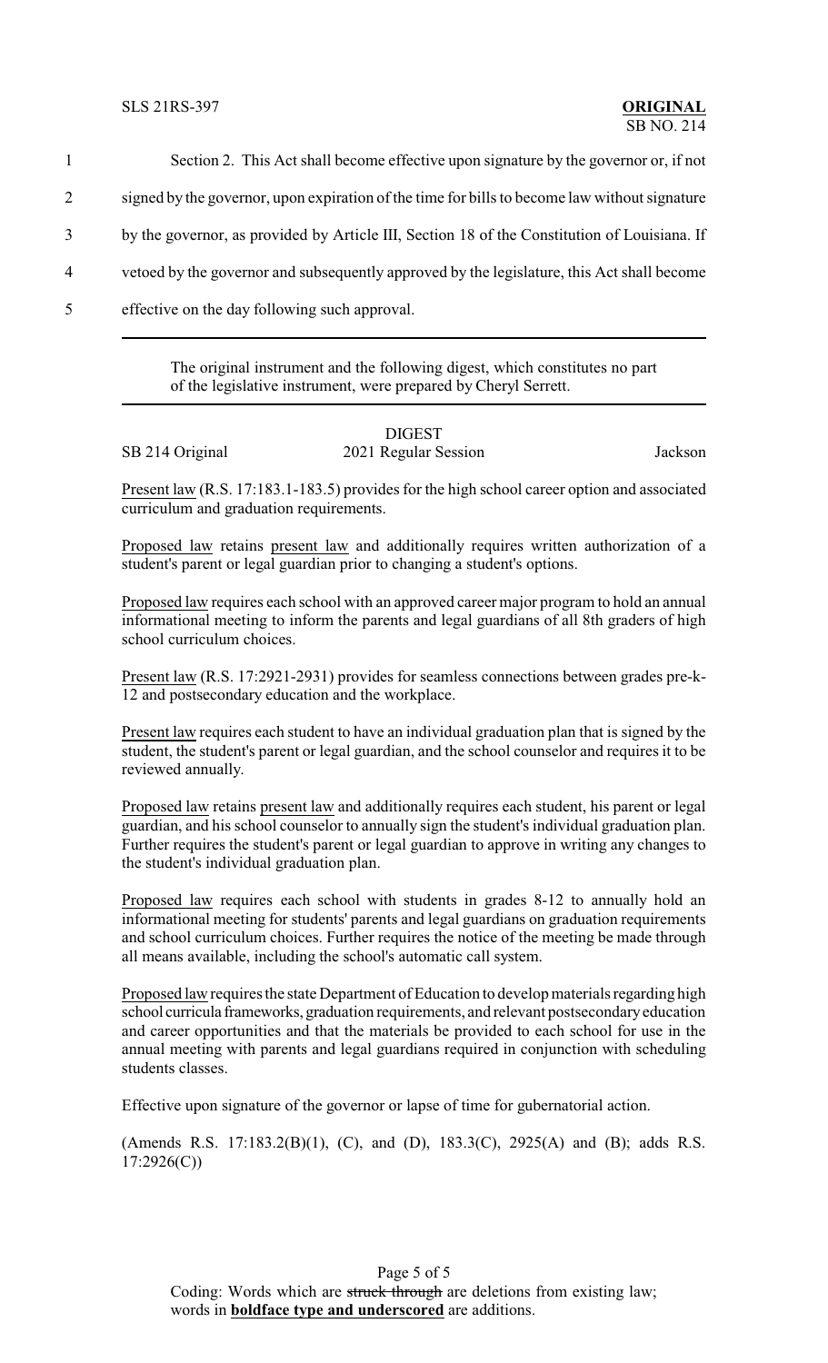1 Section 2. This Act shall become effective upon signature by the governor or, if not
2 signed by the governor, upon expiration of the time for bills to become law without signature
3 by the governor, as provided by Article III, Section 18 of the Constitution of Louisiana. If
4 vetoed by the governor and subsequently approved by the legislature, this Act shall become
5 effective on the day following such approval.

---

The original instrument and the following digest, which constitutes no part of the legislative instrument, were prepared by Cheryl Serrett.

---

DIGEST

SB 214 Original 2021 Regular Session Jackson

Present law (R.S. 17:183.1-183.5) provides for the high school career option and associated curriculum and graduation requirements.

Proposed law retains present law and additionally requires written authorization of a student's parent or legal guardian prior to changing a student's options.

Proposed law requires each school with an approved career major program to hold an annual informational meeting to inform the parents and legal guardians of all 8th graders of high school curriculum choices.

Present law (R.S. 17:2921-2931) provides for seamless connections between grades pre-k-12 and postsecondary education and the workplace.

Present law requires each student to have an individual graduation plan that is signed by the student, the student's parent or legal guardian, and the school counselor and requires it to be reviewed annually.

Proposed law retains present law and additionally requires each student, his parent or legal guardian, and his school counselor to annually sign the student's individual graduation plan. Further requires the student's parent or legal guardian to approve in writing any changes to the student's individual graduation plan.

Proposed law requires each school with students in grades 8-12 to annually hold an informational meeting for students' parents and legal guardians on graduation requirements and school curriculum choices. Further requires the notice of the meeting be made through all means available, including the school's automatic call system.

Proposed law requires the state Department of Education to develop materials regarding high school curricula frameworks, graduation requirements, and relevant postsecondary education and career opportunities and that the materials be provided to each school for use in the annual meeting with parents and legal guardians required in conjunction with scheduling students classes.

Effective upon signature of the governor or lapse of time for gubernatorial action.

(Amends R.S. 17:183.2(B)(1), (C), and (D), 183.3(C), 2925(A) and (B); adds R.S. 17:2926(C))

Coding: Words which are ~~struck through~~ are deletions from existing law; words in **boldface type and underscored** are additions.